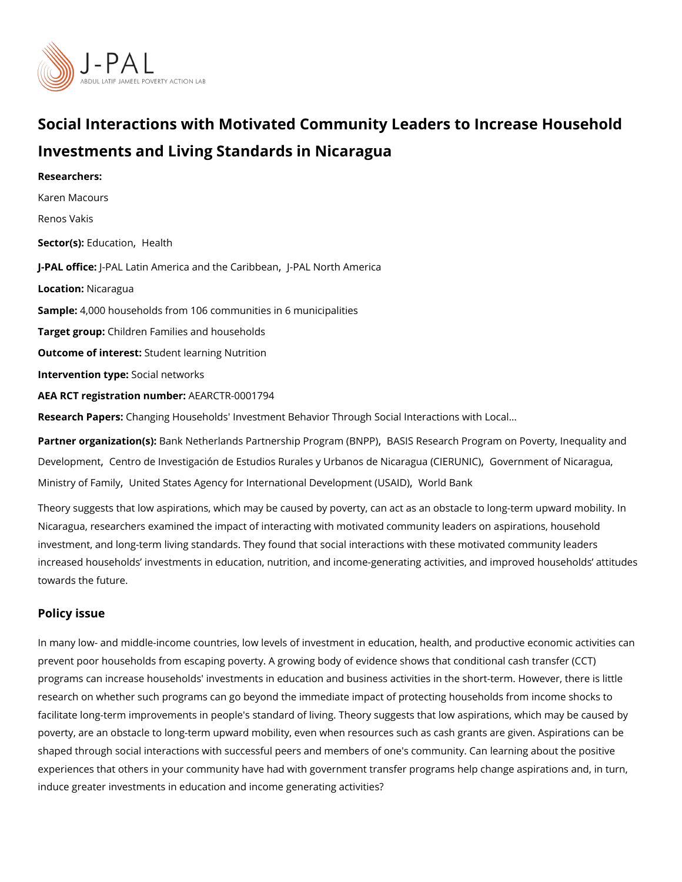# Social Interactions with Motivated Community Leaders to Increase Household Investments and Living Standards in Nicaragua

**Researchers:**

Karen Macours

Renos Vakis

**Sector(s):** Education, Health

**J-PAL office:** J-PAL Latin America and the Caribbean, J-PAL North America

**Location:** Nicaragua

**Sample:** 4,000 households from 106 communities in 6 municipalities

**Target group:** Children Families and households

**Outcome of interest:** Student learning Nutrition

**Intervention type:** Social networks

**AEA RCT registration number:** AEARCTR-0001794

**Research Papers:** Changing Households' Investment Behavior Through Social Interactions with Local...

**Partner organization(s):** Bank Netherlands Partnership Program (BNPP), BASIS Research Program on Poverty, Inequality and Development, Centro de Investigación de Estudios Rurales y Urbanos de Nicaragua (CIERUNIC), Government of Nicaragua, Ministry of Family, United States Agency for International Development (USAID), World Bank

Theory suggests that low aspirations, which may be caused by poverty, can act as an obstacle to long-term upward mobility. In Nicaragua, researchers examined the impact of interacting with motivated community leaders on aspirations, household investment, and long-term living standards. They found that social interactions with these motivated community leaders increased households' investments in education, nutrition, and income-generating activities, and improved households' attitudes towards the future.

## Policy issue

In many low- and middle-income countries, low levels of investment in education, health, and productive economic activities can prevent poor households from escaping poverty. A growing body of evidence shows that conditional cash transfer (CCT) programs can increase households' investments in education and business activities in the short-term. However, there is little research on whether such programs can go beyond the immediate impact of protecting households from income shocks to facilitate long-term improvements in people's standard of living. Theory suggests that low aspirations, which may be caused by poverty, are an obstacle to long-term upward mobility, even when resources such as cash grants are given. Aspirations can be shaped through social interactions with successful peers and members of one's community. Can learning about the positive experiences that others in your community have had with government transfer programs help change aspirations and, in turn, induce greater investments in education and income generating activities?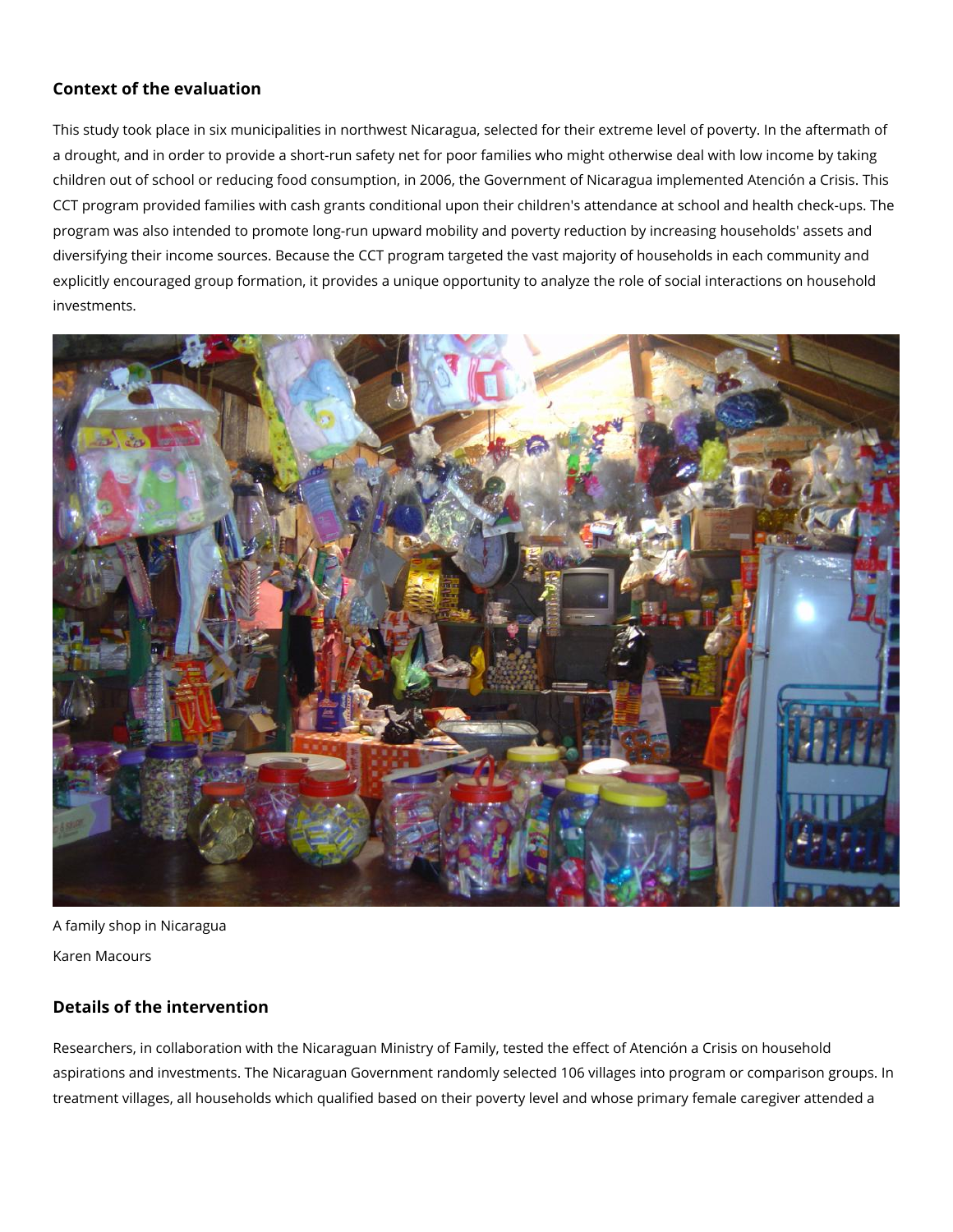## Context of the evaluation

This study took place in six municipalities in northwest Nicaragua, selected for their extreme level of poverty. In the aftermath of a drought, and in order to provide a short-run safety net for poor families who might otherwise deal with low income by taking children out of school or reducing food consumption, in 2006, the Government of Nicaragua implemented Atención a Crisis. This CCT program provided families with cash grants conditional upon their children's attendance at school and health check-ups. The program was also intended to promote long-run upward mobility and poverty reduction by increasing households' assets and diversifying their income sources. Because the CCT program targeted the vast majority of households in each community and explicitly encouraged group formation, it provides a unique opportunity to analyze the role of social interactions on household investments.

A family shop in Nicaragua

Karen Macours

## Details of the intervention

Researchers, in collaboration with the Nicaraguan Ministry of Family, tested the effect of Atención a Crisis on household aspirations and investments. The Nicaraguan Government randomly selected 106 villages into program or comparison groups. In treatment villages, all households which qualified based on their poverty level and whose primary female caregiver attended a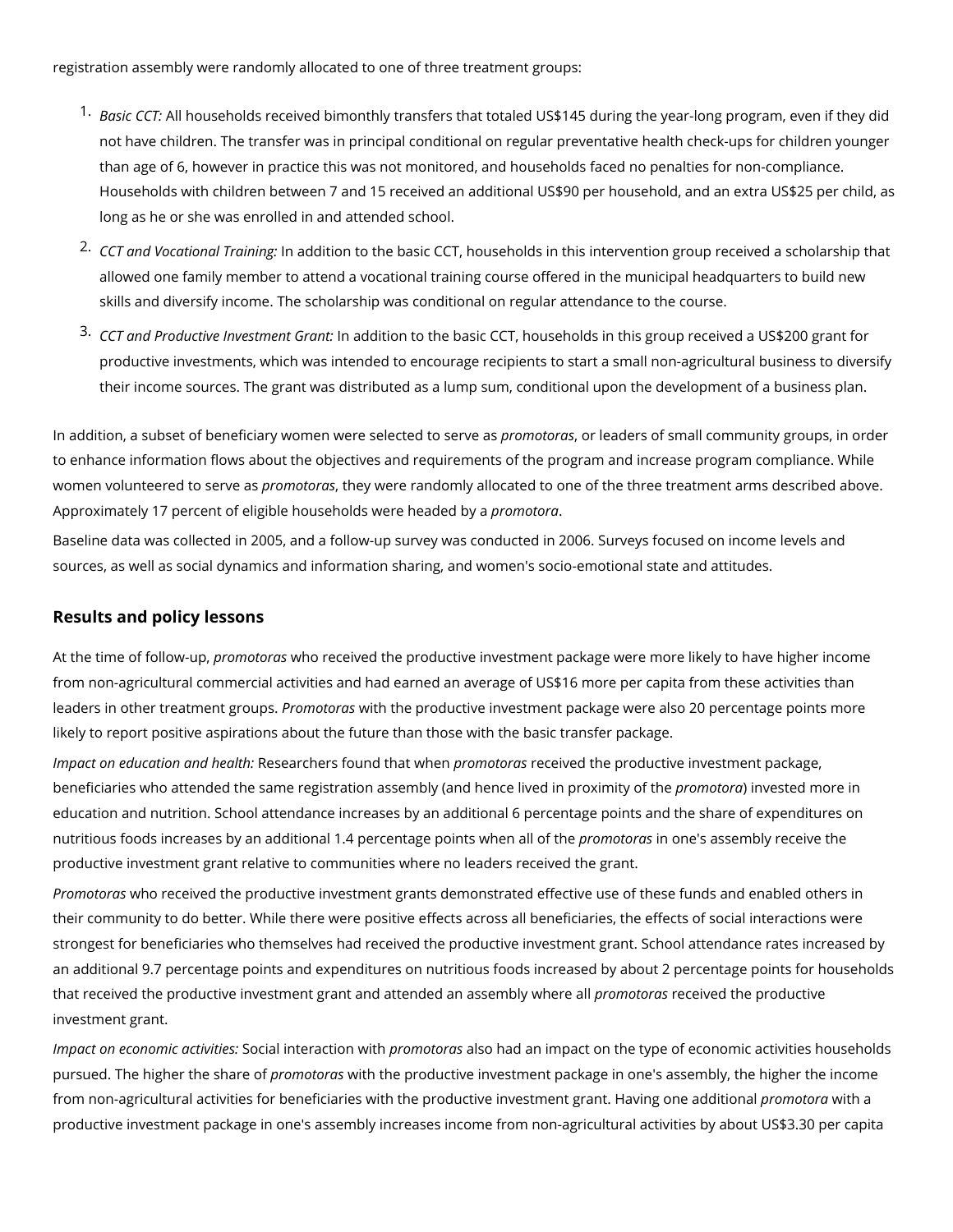registration assembly were randomly allocated to one of three treatment groups:

1. *Basic CCT:* All households received bimonthly transfers that totaled US$145 during the year-long program, even if they did not have children. The transfer was in principal conditional on regular preventative health check-ups for children younger than age of 6, however in practice this was not monitored, and households faced no penalties for non-compliance. Households with children between 7 and 15 received an additional US$90 per household, and an extra US$25 per child, as long as he or she was enrolled in and attended school.
2. *CCT and Vocational Training:* In addition to the basic CCT, households in this intervention group received a scholarship that allowed one family member to attend a vocational training course offered in the municipal headquarters to build new skills and diversify income. The scholarship was conditional on regular attendance to the course.
3. *CCT and Productive Investment Grant:* In addition to the basic CCT, households in this group received a US$200 grant for productive investments, which was intended to encourage recipients to start a small non-agricultural business to diversify their income sources. The grant was distributed as a lump sum, conditional upon the development of a business plan.

In addition, a subset of beneficiary women were selected to serve as *promotoras*, or leaders of small community groups, in order to enhance information flows about the objectives and requirements of the program and increase program compliance. While women volunteered to serve as *promotoras*, they were randomly allocated to one of the three treatment arms described above. Approximately 17 percent of eligible households were headed by a *promotora*.

Baseline data was collected in 2005, and a follow-up survey was conducted in 2006. Surveys focused on income levels and sources, as well as social dynamics and information sharing, and women's socio-emotional state and attitudes.

## Results and policy lessons

At the time of follow-up, *promotoras* who received the productive investment package were more likely to have higher income from non-agricultural commercial activities and had earned an average of US$16 more per capita from these activities than leaders in other treatment groups. *Promotoras* with the productive investment package were also 20 percentage points more likely to report positive aspirations about the future than those with the basic transfer package.

*Impact on education and health:* Researchers found that when *promotoras* received the productive investment package, beneficiaries who attended the same registration assembly (and hence lived in proximity of the *promotora*) invested more in education and nutrition. School attendance increases by an additional 6 percentage points and the share of expenditures on nutritious foods increases by an additional 1.4 percentage points when all of the *promotoras* in one's assembly receive the productive investment grant relative to communities where no leaders received the grant.

*Promotoras* who received the productive investment grants demonstrated effective use of these funds and enabled others in their community to do better. While there were positive effects across all beneficiaries, the effects of social interactions were strongest for beneficiaries who themselves had received the productive investment grant. School attendance rates increased by an additional 9.7 percentage points and expenditures on nutritious foods increased by about 2 percentage points for households that received the productive investment grant and attended an assembly where all *promotoras* received the productive investment grant.

*Impact on economic activities:* Social interaction with *promotoras* also had an impact on the type of economic activities households pursued. The higher the share of *promotoras* with the productive investment package in one's assembly, the higher the income from non-agricultural activities for beneficiaries with the productive investment grant. Having one additional *promotora* with a productive investment package in one's assembly increases income from non-agricultural activities by about US$3.30 per capita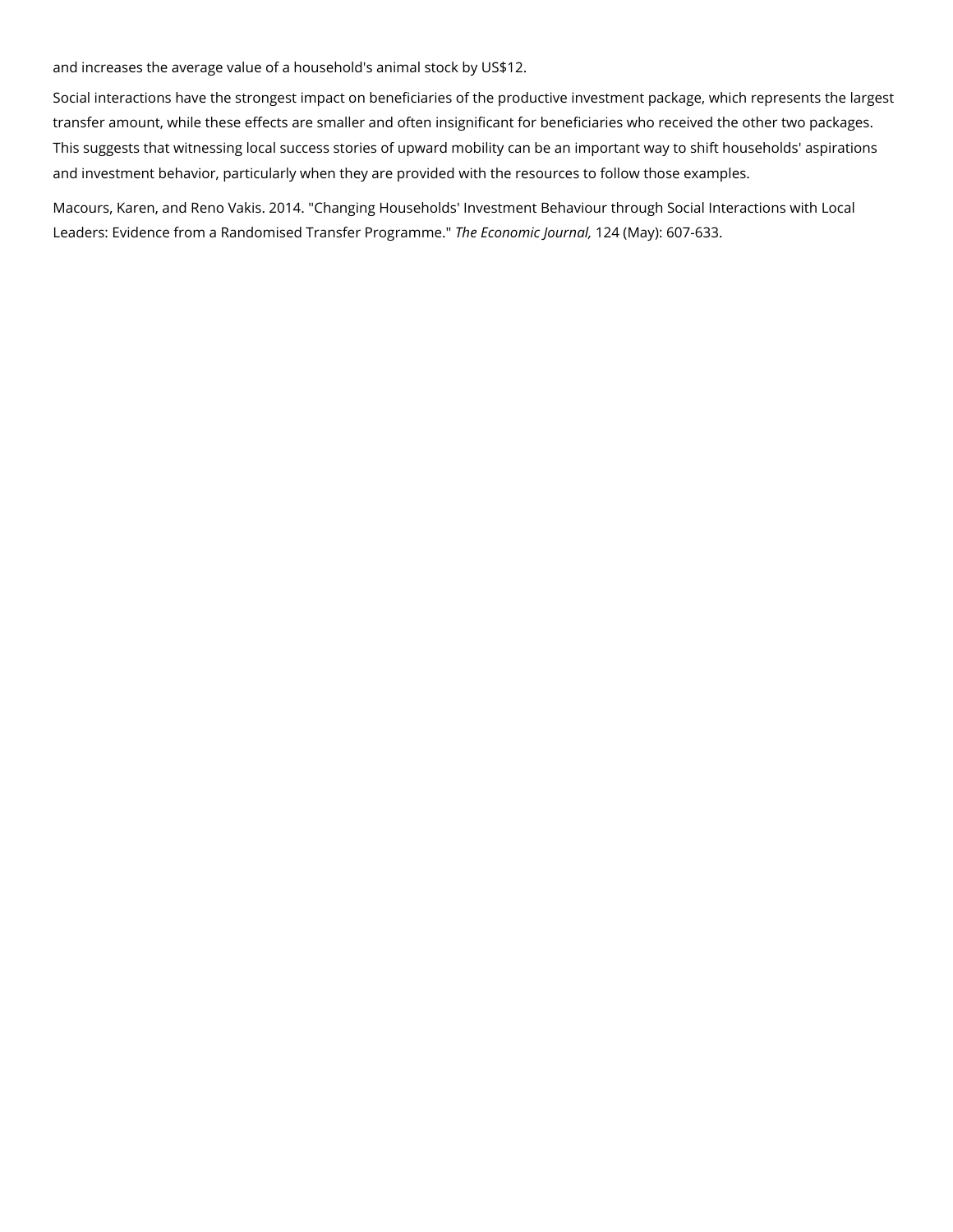and increases the average value of a household's animal stock by US$12.

Social interactions have the strongest impact on beneficiaries of the productive investment package, which represents the largest transfer amount, while these effects are smaller and often insignificant for beneficiaries who received the other two packages. This suggests that witnessing local success stories of upward mobility can be an important way to shift households' aspirations and investment behavior, particularly when they are provided with the resources to follow those examples.

Macours, Karen, and Reno Vakis. 2014. "Changing Households' Investment Behaviour through Social Interactions with Local Leaders: Evidence from a Randomised Transfer Programme." *The Economic Journal,* 124 (May): 607-633.